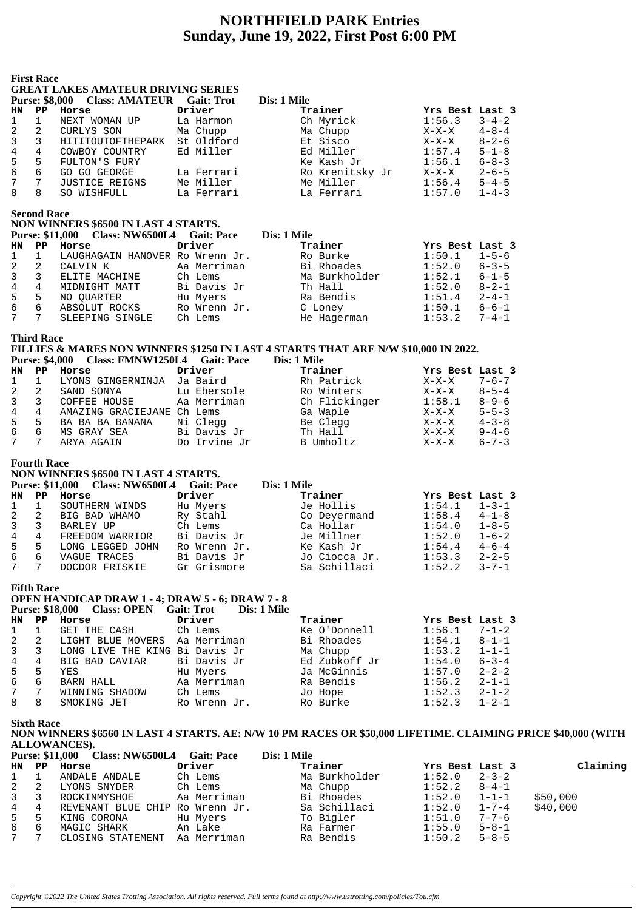# NORTHFIELD PARK Entries
## Sunday, June 19, 2022, First Post 6:00 PM

### First Race

**GREAT LAKES AMATEUR DRIVING SERIES**

**Purse: $8,000 Class: AMATEUR Gait: Trot Dis: 1 Mile**

| HN | PP | Horse | Driver | Trainer | Yrs Best | Last 3 |
|---|---|---|---|---|---|---|
| 1 | 1 | NEXT WOMAN UP | La Harmon | Ch Myrick | 1:56.3 | 3-4-2 |
| 2 | 2 | CURLYS SON | Ma Chupp | Ma Chupp | X-X-X | 4-8-4 |
| 3 | 3 | HITITOUTOFTHEPARK | St Oldford | Et Sisco | X-X-X | 8-2-6 |
| 4 | 4 | COWBOY COUNTRY | Ed Miller | Ed Miller | 1:57.4 | 5-1-8 |
| 5 | 5 | FULTON'S FURY | | Ke Kash Jr | 1:56.1 | 6-8-3 |
| 6 | 6 | GO GO GEORGE | La Ferrari | Ro Krenitsky Jr | X-X-X | 2-6-5 |
| 7 | 7 | JUSTICE REIGNS | Me Miller | Me Miller | 1:56.4 | 5-4-5 |
| 8 | 8 | SO WISHFULL | La Ferrari | La Ferrari | 1:57.0 | 1-4-3 |

### Second Race

**NON WINNERS $6500 IN LAST 4 STARTS.**

**Purse: $11,000 Class: NW6500L4 Gait: Pace Dis: 1 Mile**

| HN | PP | Horse | Driver | Trainer | Yrs Best | Last 3 |
|---|---|---|---|---|---|---|
| 1 | 1 | LAUGHAGAIN HANOVER | Ro Wrenn Jr. | Ro Burke | 1:50.1 | 1-5-6 |
| 2 | 2 | CALVIN K | Aa Merriman | Bi Rhoades | 1:52.0 | 6-3-5 |
| 3 | 3 | ELITE MACHINE | Ch Lems | Ma Burkholder | 1:52.1 | 6-1-5 |
| 4 | 4 | MIDNIGHT MATT | Bi Davis Jr | Th Hall | 1:52.0 | 8-2-1 |
| 5 | 5 | NO QUARTER | Hu Myers | Ra Bendis | 1:51.4 | 2-4-1 |
| 6 | 6 | ABSOLUT ROCKS | Ro Wrenn Jr. | C Loney | 1:50.1 | 6-6-1 |
| 7 | 7 | SLEEPING SINGLE | Ch Lems | He Hagerman | 1:53.2 | 7-4-1 |

### Third Race

**FILLIES & MARES NON WINNERS $1250 IN LAST 4 STARTS THAT ARE N/W $10,000 IN 2022.**

**Purse: $4,000 Class: FMNW1250L4 Gait: Pace Dis: 1 Mile**

| HN | PP | Horse | Driver | Trainer | Yrs Best | Last 3 |
|---|---|---|---|---|---|---|
| 1 | 1 | LYONS GINGERNINJA | Ja Baird | Rh Patrick | X-X-X | 7-6-7 |
| 2 | 2 | SAND SONYA | Lu Ebersole | Ro Winters | X-X-X | 8-5-4 |
| 3 | 3 | COFFEE HOUSE | Aa Merriman | Ch Flickinger | 1:58.1 | 8-9-6 |
| 4 | 4 | AMAZING GRACIEJANE | Ch Lems | Ga Waple | X-X-X | 5-5-3 |
| 5 | 5 | BA BA BA BANANA | Ni Clegg | Be Clegg | X-X-X | 4-3-8 |
| 6 | 6 | MS GRAY SEA | Bi Davis Jr | Th Hall | X-X-X | 9-4-6 |
| 7 | 7 | ARYA AGAIN | Do Irvine Jr | B Umholtz | X-X-X | 6-7-3 |

### Fourth Race

**NON WINNERS $6500 IN LAST 4 STARTS.**

**Purse: $11,000 Class: NW6500L4 Gait: Pace Dis: 1 Mile**

| HN | PP | Horse | Driver | Trainer | Yrs Best | Last 3 |
|---|---|---|---|---|---|---|
| 1 | 1 | SOUTHERN WINDS | Hu Myers | Je Hollis | 1:54.1 | 1-3-1 |
| 2 | 2 | BIG BAD WHAMO | Ry Stahl | Co Deyermand | 1:58.4 | 4-1-8 |
| 3 | 3 | BARLEY UP | Ch Lems | Ca Hollar | 1:54.0 | 1-8-5 |
| 4 | 4 | FREEDOM WARRIOR | Bi Davis Jr | Je Millner | 1:52.0 | 1-6-2 |
| 5 | 5 | LONG LEGGED JOHN | Ro Wrenn Jr. | Ke Kash Jr | 1:54.4 | 4-6-4 |
| 6 | 6 | VAGUE TRACES | Bi Davis Jr | Jo Ciocca Jr. | 1:53.3 | 2-2-5 |
| 7 | 7 | DOCDOR FRISKIE | Gr Grismore | Sa Schillaci | 1:52.2 | 3-7-1 |

### Fifth Race

**OPEN HANDICAP DRAW 1 - 4; DRAW 5 - 6; DRAW 7 - 8**

**Purse: $18,000 Class: OPEN Gait: Trot Dis: 1 Mile**

| HN | PP | Horse | Driver | Trainer | Yrs Best | Last 3 |
|---|---|---|---|---|---|---|
| 1 | 1 | GET THE CASH | Ch Lems | Ke O'Donnell | 1:56.1 | 7-1-2 |
| 2 | 2 | LIGHT BLUE MOVERS | Aa Merriman | Bi Rhoades | 1:54.1 | 8-1-1 |
| 3 | 3 | LONG LIVE THE KING | Bi Davis Jr | Ma Chupp | 1:53.2 | 1-1-1 |
| 4 | 4 | BIG BAD CAVIAR | Bi Davis Jr | Ed Zubkoff Jr | 1:54.0 | 6-3-4 |
| 5 | 5 | YES | Hu Myers | Ja McGinnis | 1:57.0 | 2-2-2 |
| 6 | 6 | BARN HALL | Aa Merriman | Ra Bendis | 1:56.2 | 2-1-1 |
| 7 | 7 | WINNING SHADOW | Ch Lems | Jo Hope | 1:52.3 | 2-1-2 |
| 8 | 8 | SMOKING JET | Ro Wrenn Jr. | Ro Burke | 1:52.3 | 1-2-1 |

### Sixth Race

**NON WINNERS $6560 IN LAST 4 STARTS. AE: N/W 10 PM RACES OR $50,000 LIFETIME. CLAIMING PRICE $40,000 (WITH ALLOWANCES).**

**Purse: $11,000 Class: NW6500L4 Gait: Pace Dis: 1 Mile**

| HN | PP | Horse | Driver | Trainer | Yrs Best | Last 3 | Claiming |
|---|---|---|---|---|---|---|---|
| 1 | 1 | ANDALE ANDALE | Ch Lems | Ma Burkholder | 1:52.0 | 2-3-2 | |
| 2 | 2 | LYONS SNYDER | Ch Lems | Ma Chupp | 1:52.2 | 8-4-1 | |
| 3 | 3 | ROCKINMYSHOE | Aa Merriman | Bi Rhoades | 1:52.0 | 1-1-1 | $50,000 |
| 4 | 4 | REVENANT BLUE CHIP | Ro Wrenn Jr. | Sa Schillaci | 1:52.0 | 1-7-4 | $40,000 |
| 5 | 5 | KING CORONA | Hu Myers | To Bigler | 1:51.0 | 7-7-6 | |
| 6 | 6 | MAGIC SHARK | An Lake | Ra Farmer | 1:55.0 | 5-8-1 | |
| 7 | 7 | CLOSING STATEMENT | Aa Merriman | Ra Bendis | 1:50.2 | 5-8-5 | |

*Copyright ©2022 The United States Trotting Association. All rights reserved. Full terms found at http://www.ustrotting.com/policies/Tou.cfm*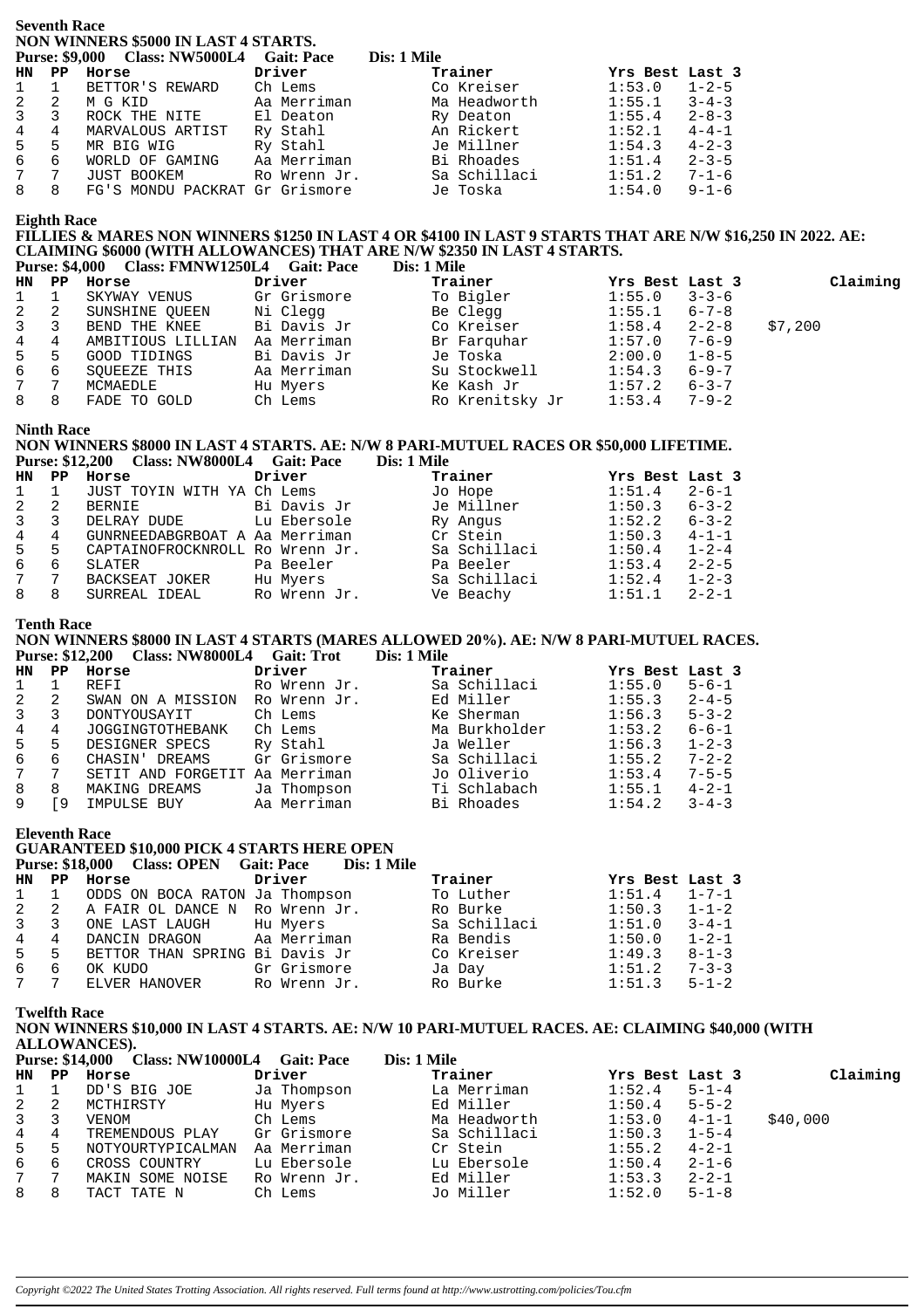## Seventh Race

**NON WINNERS \$5000 IN LAST 4 STARTS.**

**Purse: \$9,000 Class: NW5000L4 Gait: Pace Dis: 1 Mile**

| HN | PP | Horse | Driver | Trainer | Yrs Best | Last 3 |
|---|---|---|---|---|---|---|
| 1 | 1 | BETTOR'S REWARD | Ch Lems | Co Kreiser | 1:53.0 | 1-2-5 |
| 2 | 2 | M G KID | Aa Merriman | Ma Headworth | 1:55.1 | 3-4-3 |
| 3 | 3 | ROCK THE NITE | El Deaton | Ry Deaton | 1:55.4 | 2-8-3 |
| 4 | 4 | MARVALOUS ARTIST | Ry Stahl | An Rickert | 1:52.1 | 4-4-1 |
| 5 | 5 | MR BIG WIG | Ry Stahl | Je Millner | 1:54.3 | 4-2-3 |
| 6 | 6 | WORLD OF GAMING | Aa Merriman | Bi Rhoades | 1:51.4 | 2-3-5 |
| 7 | 7 | JUST BOOKEM | Ro Wrenn Jr. | Sa Schillaci | 1:51.2 | 7-1-6 |
| 8 | 8 | FG'S MONDU PACKRAT | Gr Grismore | Je Toska | 1:54.0 | 9-1-6 |

## Eighth Race

**FILLIES & MARES NON WINNERS \$1250 IN LAST 4 OR \$4100 IN LAST 9 STARTS THAT ARE N/W \$16,250 IN 2022. AE: CLAIMING \$6000 (WITH ALLOWANCES) THAT ARE N/W \$2350 IN LAST 4 STARTS.**

**Purse: \$4,000 Class: FMNW1250L4 Gait: Pace Dis: 1 Mile**

| HN | PP | Horse | Driver | Trainer | Yrs Best | Last 3 | Claiming |
|---|---|---|---|---|---|---|---|
| 1 | 1 | SKYWAY VENUS | Gr Grismore | To Bigler | 1:55.0 | 3-3-6 | |
| 2 | 2 | SUNSHINE QUEEN | Ni Clegg | Be Clegg | 1:55.1 | 6-7-8 | |
| 3 | 3 | BEND THE KNEE | Bi Davis Jr | Co Kreiser | 1:58.4 | 2-2-8 | \$7,200 |
| 4 | 4 | AMBITIOUS LILLIAN | Aa Merriman | Br Farquhar | 1:57.0 | 7-6-9 | |
| 5 | 5 | GOOD TIDINGS | Bi Davis Jr | Je Toska | 2:00.0 | 1-8-5 | |
| 6 | 6 | SQUEEZE THIS | Aa Merriman | Su Stockwell | 1:54.3 | 6-9-7 | |
| 7 | 7 | MCMAEDLE | Hu Myers | Ke Kash Jr | 1:57.2 | 6-3-7 | |
| 8 | 8 | FADE TO GOLD | Ch Lems | Ro Krenitsky Jr | 1:53.4 | 7-9-2 | |

## Ninth Race

**NON WINNERS \$8000 IN LAST 4 STARTS. AE: N/W 8 PARI-MUTUEL RACES OR \$50,000 LIFETIME.**

**Purse: \$12,200 Class: NW8000L4 Gait: Pace Dis: 1 Mile**

| HN | PP | Horse | Driver | Trainer | Yrs Best | Last 3 |
|---|---|---|---|---|---|---|
| 1 | 1 | JUST TOYIN WITH YA | Ch Lems | Jo Hope | 1:51.4 | 2-6-1 |
| 2 | 2 | BERNIE | Bi Davis Jr | Je Millner | 1:50.3 | 6-3-2 |
| 3 | 3 | DELRAY DUDE | Lu Ebersole | Ry Angus | 1:52.2 | 6-3-2 |
| 4 | 4 | GUNRNEEDABGRBOAT | Aa Merriman | Cr Stein | 1:50.3 | 4-1-1 |
| 5 | 5 | CAPTAINOFROCKNROLL | Ro Wrenn Jr. | Sa Schillaci | 1:50.4 | 1-2-4 |
| 6 | 6 | SLATER | Pa Beeler | Pa Beeler | 1:53.4 | 2-2-5 |
| 7 | 7 | BACKSEAT JOKER | Hu Myers | Sa Schillaci | 1:52.4 | 1-2-3 |
| 8 | 8 | SURREAL IDEAL | Ro Wrenn Jr. | Ve Beachy | 1:51.1 | 2-2-1 |

## Tenth Race

**NON WINNERS \$8000 IN LAST 4 STARTS (MARES ALLOWED 20%). AE: N/W 8 PARI-MUTUEL RACES.**

**Purse: \$12,200 Class: NW8000L4 Gait: Trot Dis: 1 Mile**

| HN | PP | Horse | Driver | Trainer | Yrs Best | Last 3 |
|---|---|---|---|---|---|---|
| 1 | 1 | REFI | Ro Wrenn Jr. | Sa Schillaci | 1:55.0 | 5-6-1 |
| 2 | 2 | SWAN ON A MISSION | Ro Wrenn Jr. | Ed Miller | 1:55.3 | 2-4-5 |
| 3 | 3 | DONTYOUSAYIT | Ch Lems | Ke Sherman | 1:56.3 | 5-3-2 |
| 4 | 4 | JOGGINGTOTHEBANK | Ch Lems | Ma Burkholder | 1:53.2 | 6-6-1 |
| 5 | 5 | DESIGNER SPECS | Ry Stahl | Ja Weller | 1:56.3 | 1-2-3 |
| 6 | 6 | CHASIN' DREAMS | Gr Grismore | Sa Schillaci | 1:55.2 | 7-2-2 |
| 7 | 7 | SETIT AND FORGETIT | Aa Merriman | Jo Oliverio | 1:53.4 | 7-5-5 |
| 8 | 8 | MAKING DREAMS | Ja Thompson | Ti Schlabach | 1:55.1 | 4-2-1 |
| 9 | [9 | IMPULSE BUY | Aa Merriman | Bi Rhoades | 1:54.2 | 3-4-3 |

## Eleventh Race

**GUARANTEED \$10,000 PICK 4 STARTS HERE OPEN**

**Purse: \$18,000 Class: OPEN Gait: Pace Dis: 1 Mile**

| HN | PP | Horse | Driver | Trainer | Yrs Best | Last 3 |
|---|---|---|---|---|---|---|
| 1 | 1 | ODDS ON BOCA RATON | Ja Thompson | To Luther | 1:51.4 | 1-7-1 |
| 2 | 2 | A FAIR OL DANCE N | Ro Wrenn Jr. | Ro Burke | 1:50.3 | 1-1-2 |
| 3 | 3 | ONE LAST LAUGH | Hu Myers | Sa Schillaci | 1:51.0 | 3-4-1 |
| 4 | 4 | DANCIN DRAGON | Aa Merriman | Ra Bendis | 1:50.0 | 1-2-1 |
| 5 | 5 | BETTOR THAN SPRING | Bi Davis Jr | Co Kreiser | 1:49.3 | 8-1-3 |
| 6 | 6 | OK KUDO | Gr Grismore | Ja Day | 1:51.2 | 7-3-3 |
| 7 | 7 | ELVER HANOVER | Ro Wrenn Jr. | Ro Burke | 1:51.3 | 5-1-2 |

## Twelfth Race

**NON WINNERS \$10,000 IN LAST 4 STARTS. AE: N/W 10 PARI-MUTUEL RACES. AE: CLAIMING \$40,000 (WITH ALLOWANCES).**

**Purse: \$14,000 Class: NW10000L4 Gait: Pace Dis: 1 Mile**

| HN | PP | Horse | Driver | Trainer | Yrs Best | Last 3 | Claiming |
|---|---|---|---|---|---|---|---|
| 1 | 1 | DD'S BIG JOE | Ja Thompson | La Merriman | 1:52.4 | 5-1-4 | |
| 2 | 2 | MCTHIRSTY | Hu Myers | Ed Miller | 1:50.4 | 5-5-2 | |
| 3 | 3 | VENOM | Ch Lems | Ma Headworth | 1:53.0 | 4-1-1 | \$40,000 |
| 4 | 4 | TREMENDOUS PLAY | Gr Grismore | Sa Schillaci | 1:50.3 | 1-5-4 | |
| 5 | 5 | NOTYOURTYPICALMAN | Aa Merriman | Cr Stein | 1:55.2 | 4-2-1 | |
| 6 | 6 | CROSS COUNTRY | Lu Ebersole | Lu Ebersole | 1:50.4 | 2-1-6 | |
| 7 | 7 | MAKIN SOME NOISE | Ro Wrenn Jr. | Ed Miller | 1:53.3 | 2-2-1 | |
| 8 | 8 | TACT TATE N | Ch Lems | Jo Miller | 1:52.0 | 5-1-8 | |

*Copyright ©2022 The United States Trotting Association. All rights reserved. Full terms found at http://www.ustrotting.com/policies/Tou.cfm*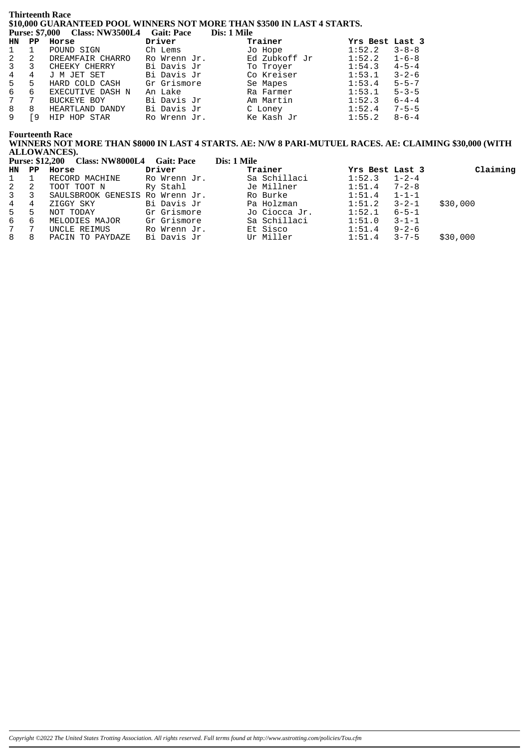## Thirteenth Race

**$10,000 GUARANTEED POOL WINNERS NOT MORE THAN $3500 IN LAST 4 STARTS.**

**Purse: $7,000 Class: NW3500L4 Gait: Pace Dis: 1 Mile**

| HN | PP | Horse | Driver | Trainer | Yrs Best | Last 3 |
|---|---|---|---|---|---|---|
| 1 | 1 | POUND SIGN | Ch Lems | Jo Hope | 1:52.2 | 3-8-8 |
| 2 | 2 | DREAMFAIR CHARRO | Ro Wrenn Jr. | Ed Zubkoff Jr | 1:52.2 | 1-6-8 |
| 3 | 3 | CHEEKY CHERRY | Bi Davis Jr | To Troyer | 1:54.3 | 4-5-4 |
| 4 | 4 | J M JET SET | Bi Davis Jr | Co Kreiser | 1:53.1 | 3-2-6 |
| 5 | 5 | HARD COLD CASH | Gr Grismore | Se Mapes | 1:53.4 | 5-5-7 |
| 6 | 6 | EXECUTIVE DASH N | An Lake | Ra Farmer | 1:53.1 | 5-3-5 |
| 7 | 7 | BUCKEYE BOY | Bi Davis Jr | Am Martin | 1:52.3 | 6-4-4 |
| 8 | 8 | HEARTLAND DANDY | Bi Davis Jr | C Loney | 1:52.4 | 7-5-5 |
| 9 | [9 | HIP HOP STAR | Ro Wrenn Jr. | Ke Kash Jr | 1:55.2 | 8-6-4 |

## Fourteenth Race

**WINNERS NOT MORE THAN $8000 IN LAST 4 STARTS. AE: N/W 8 PARI-MUTUEL RACES. AE: CLAIMING $30,000 (WITH ALLOWANCES).**

**Purse: $12,200 Class: NW8000L4 Gait: Pace Dis: 1 Mile**

| HN | PP | Horse | Driver | Trainer | Yrs Best | Last 3 | Claiming |
|---|---|---|---|---|---|---|---|
| 1 | 1 | RECORD MACHINE | Ro Wrenn Jr. | Sa Schillaci | 1:52.3 | 1-2-4 | |
| 2 | 2 | TOOT TOOT N | Ry Stahl | Je Millner | 1:51.4 | 7-2-8 | |
| 3 | 3 | SAULSBROOK GENESIS | Ro Wrenn Jr. | Ro Burke | 1:51.4 | 1-1-1 | |
| 4 | 4 | ZIGGY SKY | Bi Davis Jr | Pa Holzman | 1:51.2 | 3-2-1 | $30,000 |
| 5 | 5 | NOT TODAY | Gr Grismore | Jo Ciocca Jr. | 1:52.1 | 6-5-1 | |
| 6 | 6 | MELODIES MAJOR | Gr Grismore | Sa Schillaci | 1:51.0 | 3-1-1 | |
| 7 | 7 | UNCLE REIMUS | Ro Wrenn Jr. | Et Sisco | 1:51.4 | 9-2-6 | |
| 8 | 8 | PACIN TO PAYDAZE | Bi Davis Jr | Ur Miller | 1:51.4 | 3-7-5 | $30,000 |

*Copyright ©2022 The United States Trotting Association. All rights reserved. Full terms found at http://www.ustrotting.com/policies/Tou.cfm*